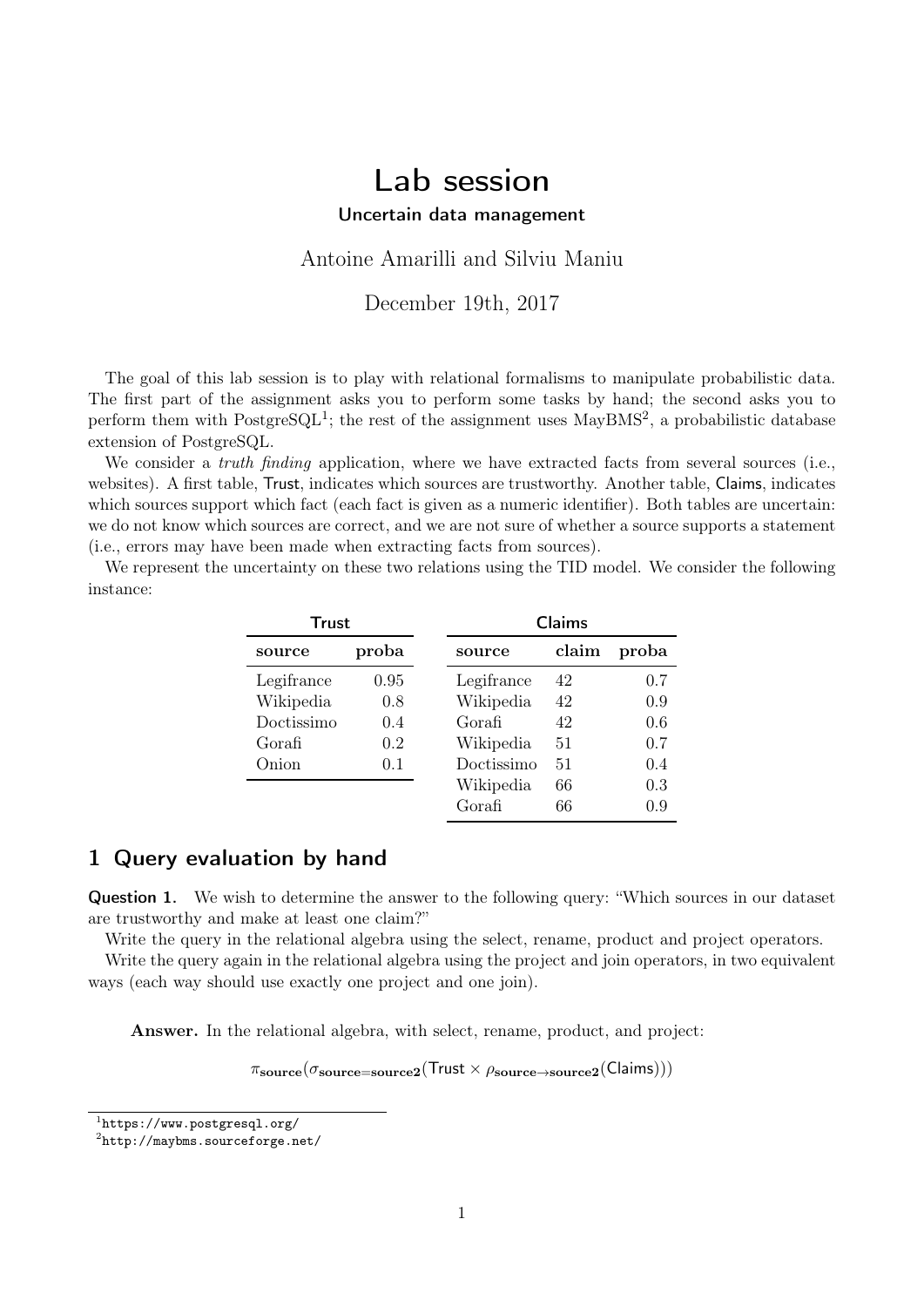# Lab session

**Uncertain data management**

Antoine Amarilli and Silviu Maniu

December 19th, 2017

The goal of this lab session is to play with relational formalisms to manipulate probabilistic data. The first part of the assignment asks you to perform some tasks by hand; the second asks you to perform them with PostgreSQL[1]; the rest of the assignment uses MayBMS[2], a probabilistic database extension of PostgreSQL.

We consider a *truth finding* application, where we have extracted facts from several sources (i.e., websites). A first table, Trust, indicates which sources are trustworthy. Another table, Claims, indicates which sources support which fact (each fact is given as a numeric identifier). Both tables are uncertain: we do not know which sources are correct, and we are not sure of whether a source supports a statement (i.e., errors may have been made when extracting facts from sources).

We represent the uncertainty on these two relations using the TID model. We consider the following instance:

**Trust**

| source | proba |
|---|---|
| Legifrance | 0.95 |
| Wikipedia | 0.8 |
| Doctissimo | 0.4 |
| Gorafi | 0.2 |
| Onion | 0.1 |

**Claims**

| source | claim | proba |
|---|---|---|
| Legifrance | 42 | 0.7 |
| Wikipedia | 42 | 0.9 |
| Gorafi | 42 | 0.6 |
| Wikipedia | 51 | 0.7 |
| Doctissimo | 51 | 0.4 |
| Wikipedia | 66 | 0.3 |
| Gorafi | 66 | 0.9 |

## 1 Query evaluation by hand

**Question 1.** We wish to determine the answer to the following query: "Which sources in our dataset are trustworthy and make at least one claim?"

Write the query in the relational algebra using the select, rename, product and project operators.

Write the query again in the relational algebra using the project and join operators, in two equivalent ways (each way should use exactly one project and one join).

**Answer.** In the relational algebra, with select, rename, product, and project:

$$\pi_{\mathbf{source}}(\sigma_{\mathbf{source}=\mathbf{source2}}(\mathsf{Trust} \times \rho_{\mathbf{source}\rightarrow\mathbf{source2}}(\mathsf{Claims})))$$

[1] https://www.postgresql.org/

[2] http://maybms.sourceforge.net/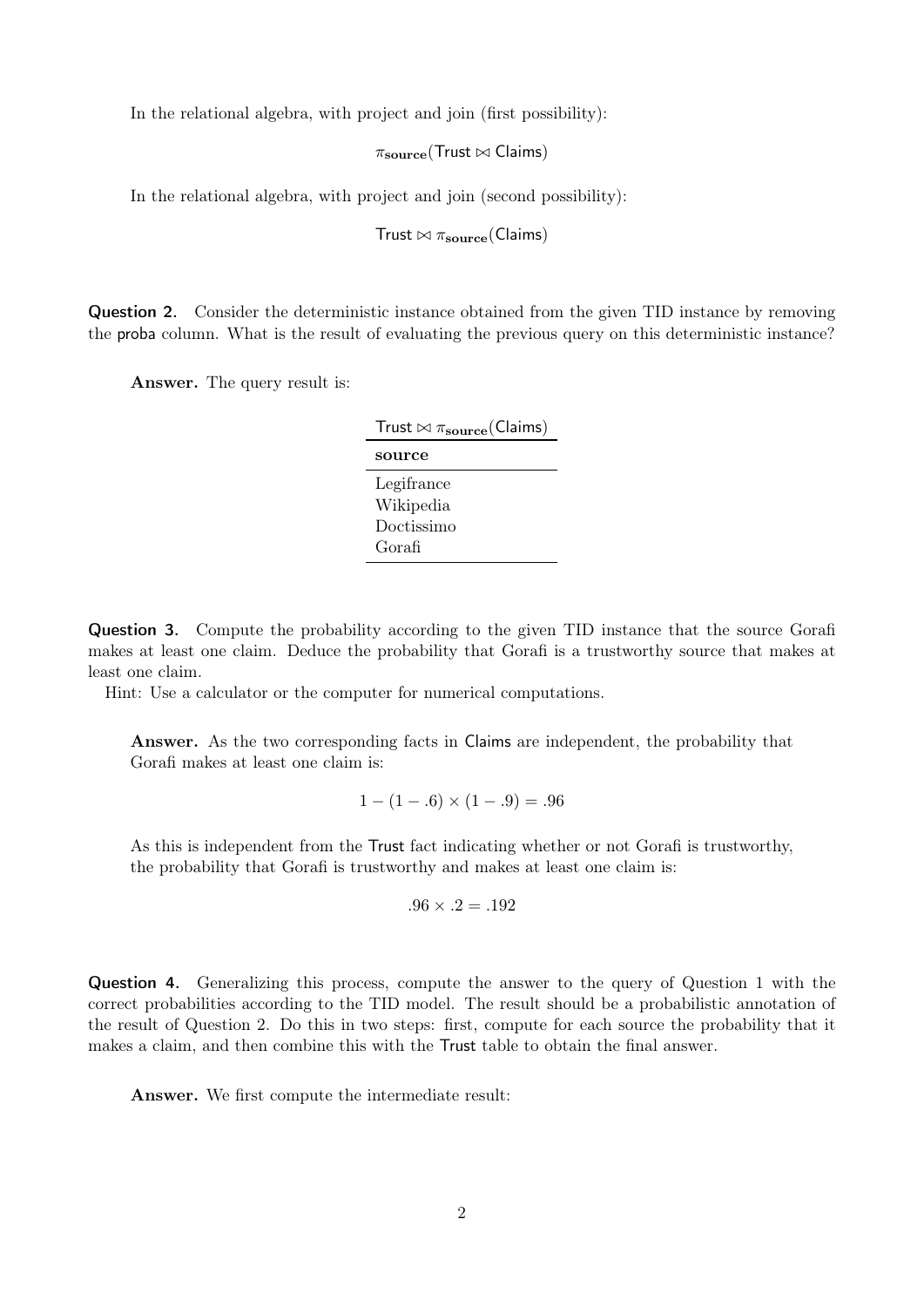In the relational algebra, with project and join (first possibility):

$$\pi_{\textbf{source}}(\mathsf{Trust} \bowtie \mathsf{Claims})$$

In the relational algebra, with project and join (second possibility):

$$\mathsf{Trust} \bowtie \pi_{\textbf{source}}(\mathsf{Claims})$$

**Question 2.** Consider the deterministic instance obtained from the given TID instance by removing the proba column. What is the result of evaluating the previous query on this deterministic instance?

> **Answer.** The query result is:
>
> $\mathsf{Trust} \bowtie \pi_{\textbf{source}}(\mathsf{Claims})$
>
> | **source** |
> | --- |
> | Legifrance |
> | Wikipedia |
> | Doctissimo |
> | Gorafi |

**Question 3.** Compute the probability according to the given TID instance that the source Gorafi makes at least one claim. Deduce the probability that Gorafi is a trustworthy source that makes at least one claim.

Hint: Use a calculator or the computer for numerical computations.

> **Answer.** As the two corresponding facts in Claims are independent, the probability that Gorafi makes at least one claim is:
>
> $$1 - (1 - .6) \times (1 - .9) = .96$$
>
> As this is independent from the Trust fact indicating whether or not Gorafi is trustworthy, the probability that Gorafi is trustworthy and makes at least one claim is:
>
> $$.96 \times .2 = .192$$

**Question 4.** Generalizing this process, compute the answer to the query of Question 1 with the correct probabilities according to the TID model. The result should be a probabilistic annotation of the result of Question 2. Do this in two steps: first, compute for each source the probability that it makes a claim, and then combine this with the Trust table to obtain the final answer.

> **Answer.** We first compute the intermediate result: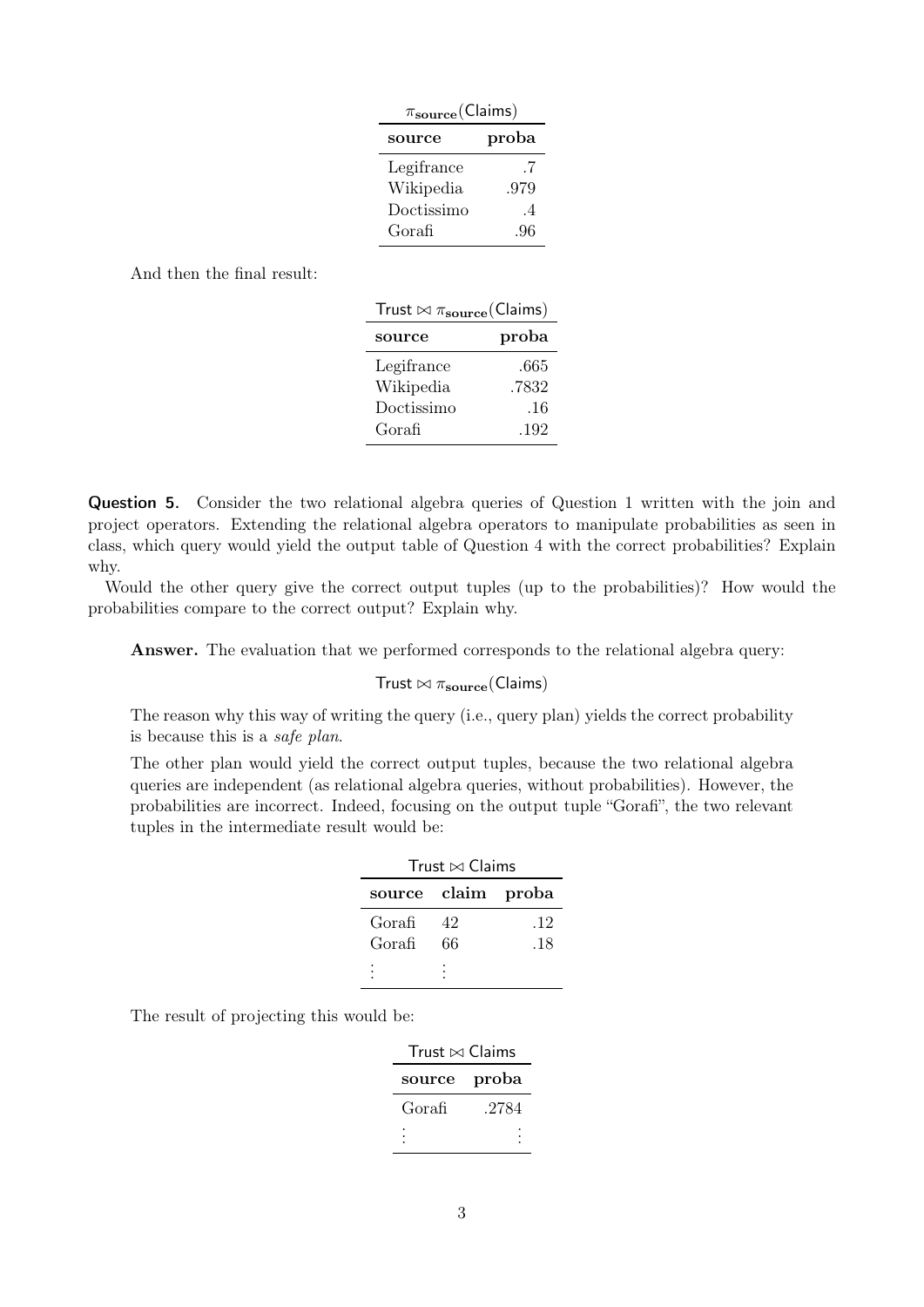| $\pi_{\mathbf{source}}(\mathsf{Claims})$ | |
|---|---|
| **source** | **proba** |
| Legifrance | .7 |
| Wikipedia | .979 |
| Doctissimo | .4 |
| Gorafi | .96 |

And then the final result:

| $\mathsf{Trust} \bowtie \pi_{\mathbf{source}}(\mathsf{Claims})$ | |
|---|---|
| **source** | **proba** |
| Legifrance | .665 |
| Wikipedia | .7832 |
| Doctissimo | .16 |
| Gorafi | .192 |

**Question 5.** Consider the two relational algebra queries of Question 1 written with the join and project operators. Extending the relational algebra operators to manipulate probabilities as seen in class, which query would yield the output table of Question 4 with the correct probabilities? Explain why.

Would the other query give the correct output tuples (up to the probabilities)? How would the probabilities compare to the correct output? Explain why.

**Answer.** The evaluation that we performed corresponds to the relational algebra query:

$$\mathsf{Trust} \bowtie \pi_{\mathbf{source}}(\mathsf{Claims})$$

The reason why this way of writing the query (i.e., query plan) yields the correct probability is because this is a *safe plan*.

The other plan would yield the correct output tuples, because the two relational algebra queries are independent (as relational algebra queries, without probabilities). However, the probabilities are incorrect. Indeed, focusing on the output tuple "Gorafi", the two relevant tuples in the intermediate result would be:

| $\mathsf{Trust} \bowtie \mathsf{Claims}$ | | |
|---|---|---|
| **source** | **claim** | **proba** |
| Gorafi | 42 | .12 |
| Gorafi | 66 | .18 |
| ⋮ | ⋮ | |

The result of projecting this would be:

| $\mathsf{Trust} \bowtie \mathsf{Claims}$ | |
|---|---|
| **source** | **proba** |
| Gorafi | .2784 |
| ⋮ | ⋮ |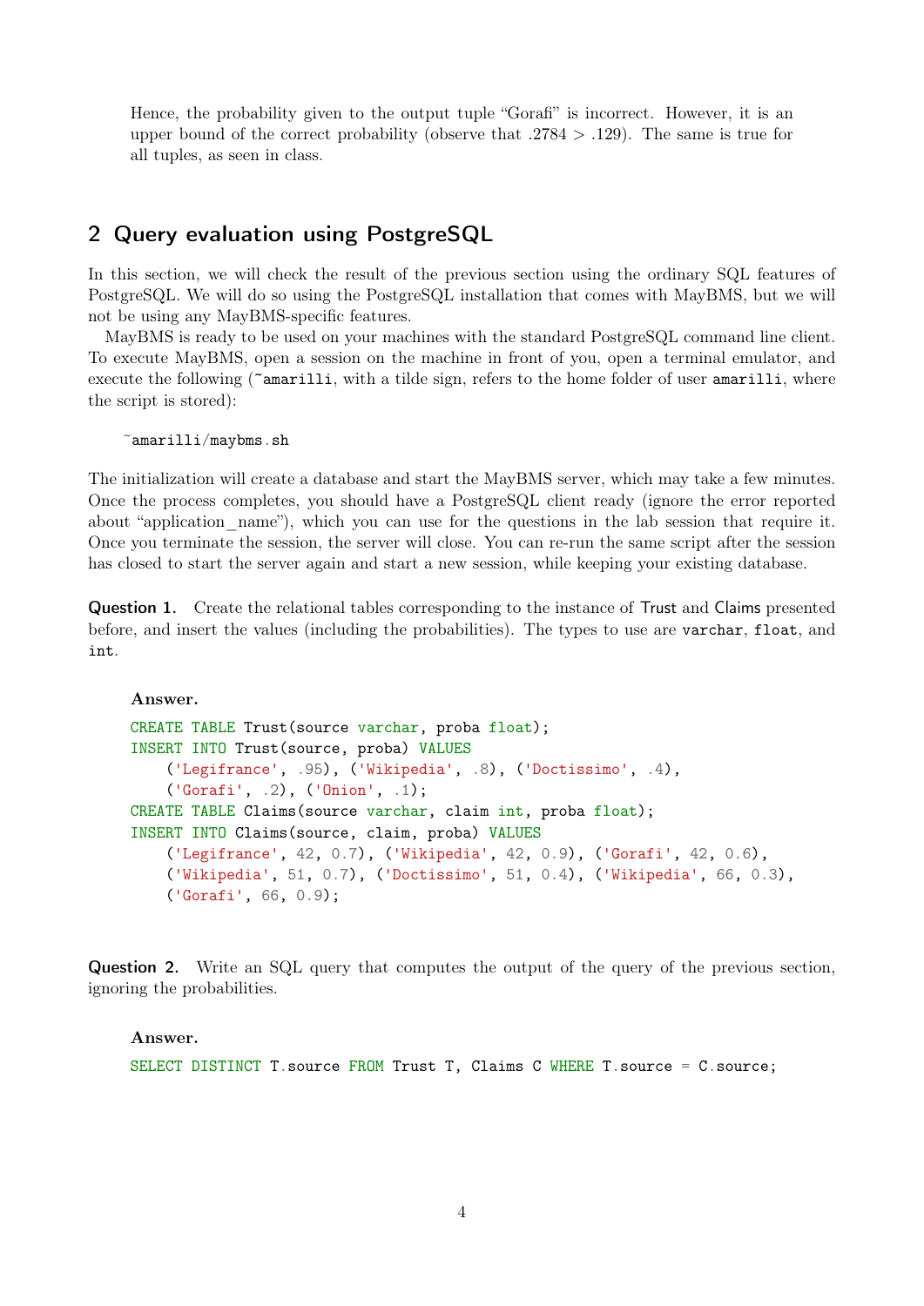Hence, the probability given to the output tuple "Gorafi" is incorrect. However, it is an upper bound of the correct probability (observe that .2784 > .129). The same is true for all tuples, as seen in class.

## 2 Query evaluation using PostgreSQL

In this section, we will check the result of the previous section using the ordinary SQL features of PostgreSQL. We will do so using the PostgreSQL installation that comes with MayBMS, but we will not be using any MayBMS-specific features.

MayBMS is ready to be used on your machines with the standard PostgreSQL command line client. To execute MayBMS, open a session on the machine in front of you, open a terminal emulator, and execute the following (`~amarilli`, with a tilde sign, refers to the home folder of user `amarilli`, where the script is stored):

```
~amarilli/maybms.sh
```

The initialization will create a database and start the MayBMS server, which may take a few minutes. Once the process completes, you should have a PostgreSQL client ready (ignore the error reported about "application_name"), which you can use for the questions in the lab session that require it. Once you terminate the session, the server will close. You can re-run the same script after the session has closed to start the server again and start a new session, while keeping your existing database.

**Question 1.** Create the relational tables corresponding to the instance of Trust and Claims presented before, and insert the values (including the probabilities). The types to use are `varchar`, `float`, and `int`.

**Answer.**

```sql
CREATE TABLE Trust(source varchar, proba float);
INSERT INTO Trust(source, proba) VALUES
    ('Legifrance', .95), ('Wikipedia', .8), ('Doctissimo', .4),
    ('Gorafi', .2), ('Onion', .1);
CREATE TABLE Claims(source varchar, claim int, proba float);
INSERT INTO Claims(source, claim, proba) VALUES
    ('Legifrance', 42, 0.7), ('Wikipedia', 42, 0.9), ('Gorafi', 42, 0.6),
    ('Wikipedia', 51, 0.7), ('Doctissimo', 51, 0.4), ('Wikipedia', 66, 0.3),
    ('Gorafi', 66, 0.9);
```

**Question 2.** Write an SQL query that computes the output of the query of the previous section, ignoring the probabilities.

**Answer.**

```sql
SELECT DISTINCT T.source FROM Trust T, Claims C WHERE T.source = C.source;
```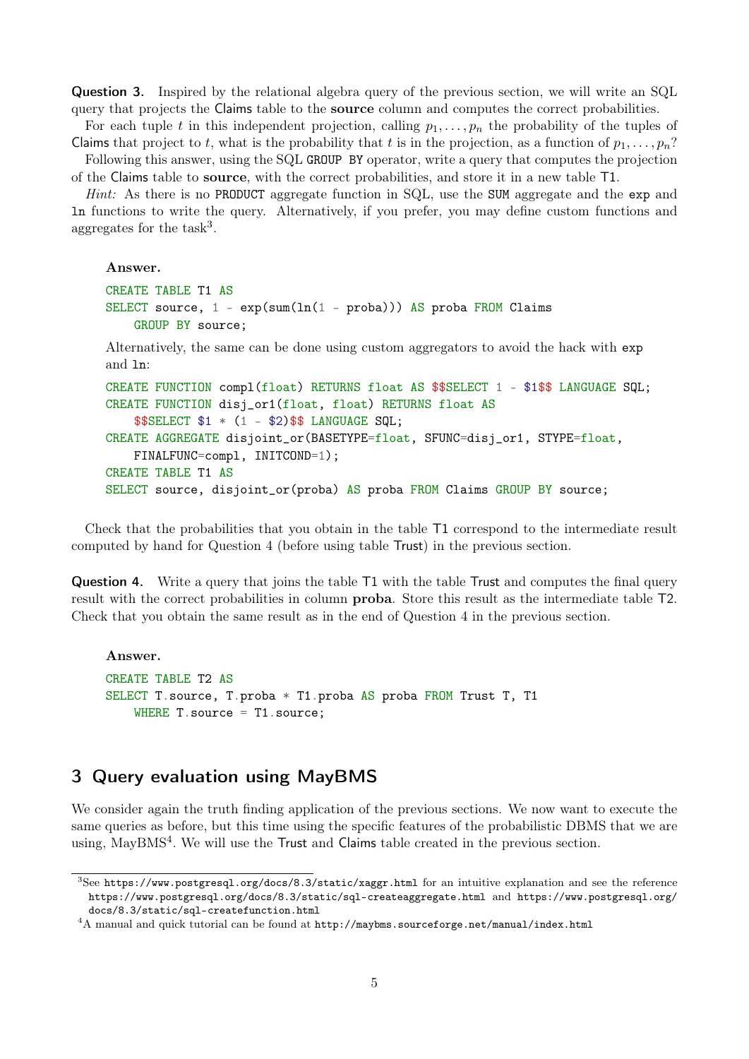**Question 3.** Inspired by the relational algebra query of the previous section, we will write an SQL query that projects the Claims table to the **source** column and computes the correct probabilities.

For each tuple $t$ in this independent projection, calling $p_1, \ldots, p_n$ the probability of the tuples of Claims that project to $t$, what is the probability that $t$ is in the projection, as a function of $p_1, \ldots, p_n$?

Following this answer, using the SQL `GROUP BY` operator, write a query that computes the projection of the Claims table to **source**, with the correct probabilities, and store it in a new table T1.

*Hint:* As there is no `PRODUCT` aggregate function in SQL, use the `SUM` aggregate and the `exp` and `ln` functions to write the query. Alternatively, if you prefer, you may define custom functions and aggregates for the task[3].

**Answer.**

```
CREATE TABLE T1 AS
SELECT source, 1 - exp(sum(ln(1 - proba))) AS proba FROM Claims
    GROUP BY source;
```

Alternatively, the same can be done using custom aggregators to avoid the hack with `exp` and `ln`:

```
CREATE FUNCTION compl(float) RETURNS float AS $$SELECT 1 - $1$$ LANGUAGE SQL;
CREATE FUNCTION disj_or1(float, float) RETURNS float AS
    $$SELECT $1 * (1 - $2)$$ LANGUAGE SQL;
CREATE AGGREGATE disjoint_or(BASETYPE=float, SFUNC=disj_or1, STYPE=float,
    FINALFUNC=compl, INITCOND=1);
CREATE TABLE T1 AS
SELECT source, disjoint_or(proba) AS proba FROM Claims GROUP BY source;
```

Check that the probabilities that you obtain in the table T1 correspond to the intermediate result computed by hand for Question 4 (before using table Trust) in the previous section.

**Question 4.** Write a query that joins the table T1 with the table Trust and computes the final query result with the correct probabilities in column **proba**. Store this result as the intermediate table T2. Check that you obtain the same result as in the end of Question 4 in the previous section.

**Answer.**

```
CREATE TABLE T2 AS
SELECT T.source, T.proba * T1.proba AS proba FROM Trust T, T1
    WHERE T.source = T1.source;
```

## 3 Query evaluation using MayBMS

We consider again the truth finding application of the previous sections. We now want to execute the same queries as before, but this time using the specific features of the probabilistic DBMS that we are using, MayBMS[4]. We will use the Trust and Claims table created in the previous section.

[3] See https://www.postgresql.org/docs/8.3/static/xaggr.html for an intuitive explanation and see the reference https://www.postgresql.org/docs/8.3/static/sql-createaggregate.html and https://www.postgresql.org/docs/8.3/static/sql-createfunction.html

[4] A manual and quick tutorial can be found at http://maybms.sourceforge.net/manual/index.html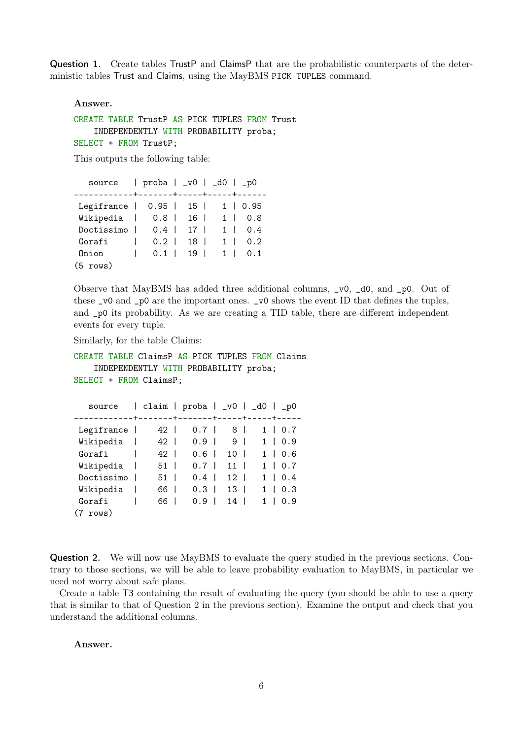**Question 1.** Create tables TrustP and ClaimsP that are the probabilistic counterparts of the deterministic tables Trust and Claims, using the MayBMS `PICK TUPLES` command.

**Answer.**

```
CREATE TABLE TrustP AS PICK TUPLES FROM Trust
    INDEPENDENTLY WITH PROBABILITY proba;
SELECT * FROM TrustP;
```

This outputs the following table:

```
   source   | proba | _v0 | _d0 | _p0
------------+-------+-----+-----+------
 Legifrance |  0.95 |  15 |   1 | 0.95
 Wikipedia  |   0.8 |  16 |   1 |  0.8
 Doctissimo |   0.4 |  17 |   1 |  0.4
 Gorafi     |   0.2 |  18 |   1 |  0.2
 Onion      |   0.1 |  19 |   1 |  0.1
(5 rows)
```

Observe that MayBMS has added three additional columns, `_v0`, `_d0`, and `_p0`. Out of these `_v0` and `_p0` are the important ones. `_v0` shows the event ID that defines the tuples, and `_p0` its probability. As we are creating a TID table, there are different independent events for every tuple.

Similarly, for the table Claims:

```
CREATE TABLE ClaimsP AS PICK TUPLES FROM Claims
    INDEPENDENTLY WITH PROBABILITY proba;
SELECT * FROM ClaimsP;
```

```
   source   | claim | proba | _v0 | _d0 | _p0
------------+-------+-------+-----+-----+-----
 Legifrance |    42 |   0.7 |   8 |   1 | 0.7
 Wikipedia  |    42 |   0.9 |   9 |   1 | 0.9
 Gorafi     |    42 |   0.6 |  10 |   1 | 0.6
 Wikipedia  |    51 |   0.7 |  11 |   1 | 0.7
 Doctissimo |    51 |   0.4 |  12 |   1 | 0.4
 Wikipedia  |    66 |   0.3 |  13 |   1 | 0.3
 Gorafi     |    66 |   0.9 |  14 |   1 | 0.9
(7 rows)
```

**Question 2.** We will now use MayBMS to evaluate the query studied in the previous sections. Contrary to those sections, we will be able to leave probability evaluation to MayBMS, in particular we need not worry about safe plans.

Create a table T3 containing the result of evaluating the query (you should be able to use a query that is similar to that of Question 2 in the previous section). Examine the output and check that you understand the additional columns.

**Answer.**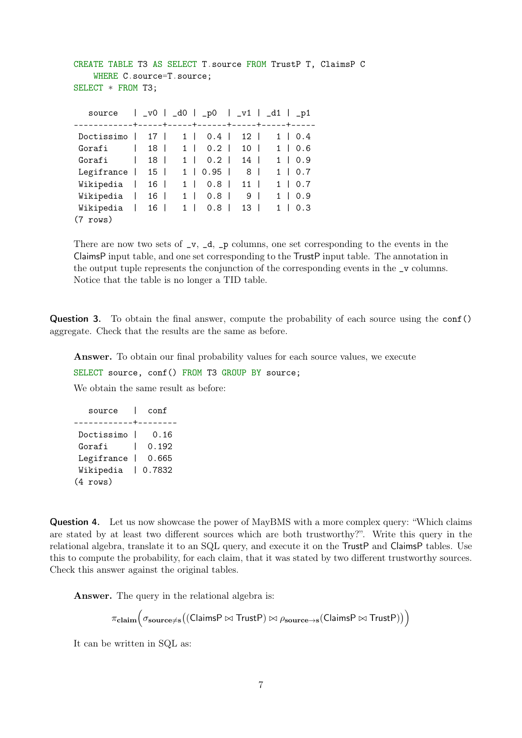```
CREATE TABLE T3 AS SELECT T.source FROM TrustP T, ClaimsP C
    WHERE C.source=T.source;
SELECT * FROM T3;

   source   | _v0 | _d0 | _p0  | _v1 | _d1 | _p1
------------+-----+-----+------+-----+-----+-----
 Doctissimo |  17 |   1 |  0.4 |  12 |   1 | 0.4
 Gorafi     |  18 |   1 |  0.2 |  10 |   1 | 0.6
 Gorafi     |  18 |   1 |  0.2 |  14 |   1 | 0.9
 Legifrance |  15 |   1 | 0.95 |   8 |   1 | 0.7
 Wikipedia  |  16 |   1 |  0.8 |  11 |   1 | 0.7
 Wikipedia  |  16 |   1 |  0.8 |   9 |   1 | 0.9
 Wikipedia  |  16 |   1 |  0.8 |  13 |   1 | 0.3
(7 rows)
```

There are now two sets of _v, _d, _p columns, one set corresponding to the events in the ClaimsP input table, and one set corresponding to the TrustP input table. The annotation in the output tuple represents the conjunction of the corresponding events in the _v columns. Notice that the table is no longer a TID table.

**Question 3.** To obtain the final answer, compute the probability of each source using the `conf()` aggregate. Check that the results are the same as before.

**Answer.** To obtain our final probability values for each source values, we execute

```
SELECT source, conf() FROM T3 GROUP BY source;
```

We obtain the same result as before:

```
   source   |  conf
------------+--------
 Doctissimo |   0.16
 Gorafi     |  0.192
 Legifrance |  0.665
 Wikipedia  | 0.7832
(4 rows)
```

**Question 4.** Let us now showcase the power of MayBMS with a more complex query: "Which claims are stated by at least two different sources which are both trustworthy?". Write this query in the relational algebra, translate it to an SQL query, and execute it on the TrustP and ClaimsP tables. Use this to compute the probability, for each claim, that it was stated by two different trustworthy sources. Check this answer against the original tables.

**Answer.** The query in the relational algebra is:

$$\pi_{\textbf{claim}}\Big(\sigma_{\textbf{source}\neq\textbf{s}}\big((\textsf{ClaimsP} \bowtie \textsf{TrustP}) \bowtie \rho_{\textbf{source}\to\textbf{s}}(\textsf{ClaimsP} \bowtie \textsf{TrustP})\big)\Big)$$

It can be written in SQL as: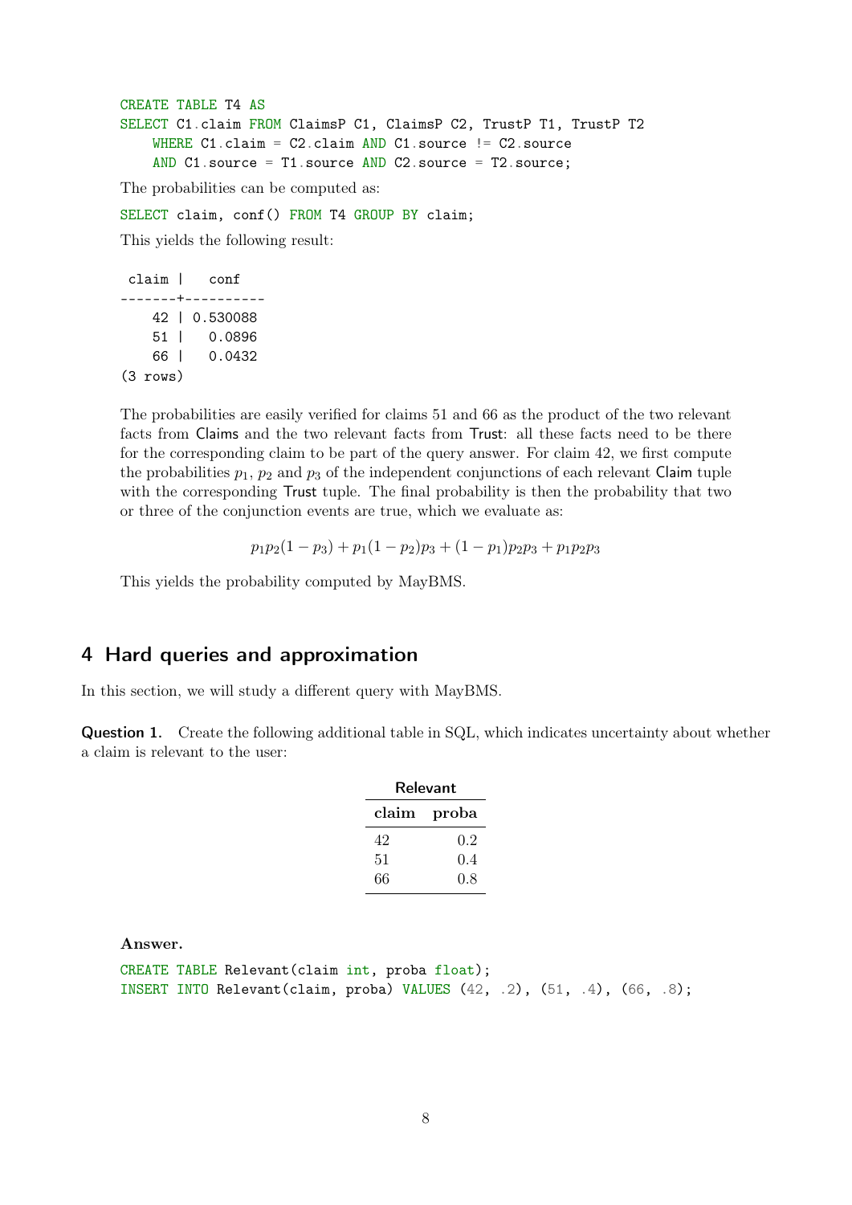```
CREATE TABLE T4 AS
SELECT C1.claim FROM ClaimsP C1, ClaimsP C2, TrustP T1, TrustP T2
    WHERE C1.claim = C2.claim AND C1.source != C2.source
    AND C1.source = T1.source AND C2.source = T2.source;
```

The probabilities can be computed as:

```
SELECT claim, conf() FROM T4 GROUP BY claim;
```

This yields the following result:

```
 claim |   conf
-------+----------
    42 | 0.530088
    51 |   0.0896
    66 |   0.0432
(3 rows)
```

The probabilities are easily verified for claims 51 and 66 as the product of the two relevant facts from Claims and the two relevant facts from Trust: all these facts need to be there for the corresponding claim to be part of the query answer. For claim 42, we first compute the probabilities $p_1$, $p_2$ and $p_3$ of the independent conjunctions of each relevant Claim tuple with the corresponding Trust tuple. The final probability is then the probability that two or three of the conjunction events are true, which we evaluate as:

$$p_1 p_2 (1 - p_3) + p_1 (1 - p_2) p_3 + (1 - p_1) p_2 p_3 + p_1 p_2 p_3$$

This yields the probability computed by MayBMS.

## 4 Hard queries and approximation

In this section, we will study a different query with MayBMS.

**Question 1.** Create the following additional table in SQL, which indicates uncertainty about whether a claim is relevant to the user:

**Relevant**

| claim | proba |
|---|---|
| 42 | 0.2 |
| 51 | 0.4 |
| 66 | 0.8 |

**Answer.**

```
CREATE TABLE Relevant(claim int, proba float);
INSERT INTO Relevant(claim, proba) VALUES (42, .2), (51, .4), (66, .8);
```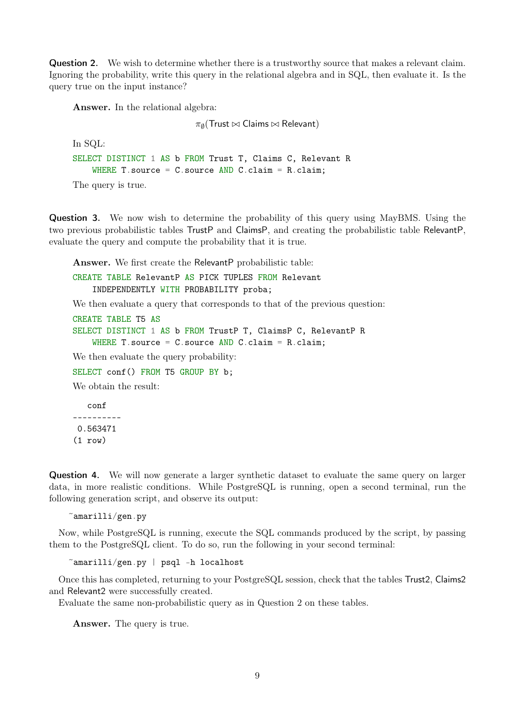**Question 2.** We wish to determine whether there is a trustworthy source that makes a relevant claim. Ignoring the probability, write this query in the relational algebra and in SQL, then evaluate it. Is the query true on the input instance?

> **Answer.** In the relational algebra:
>
> $$\pi_{\emptyset}(\mathsf{Trust} \bowtie \mathsf{Claims} \bowtie \mathsf{Relevant})$$
>
> In SQL:
>
> ```
> SELECT DISTINCT 1 AS b FROM Trust T, Claims C, Relevant R
>     WHERE T.source = C.source AND C.claim = R.claim;
> ```
>
> The query is true.

**Question 3.** We now wish to determine the probability of this query using MayBMS. Using the two previous probabilistic tables TrustP and ClaimsP, and creating the probabilistic table RelevantP, evaluate the query and compute the probability that it is true.

> **Answer.** We first create the RelevantP probabilistic table:
>
> ```
> CREATE TABLE RelevantP AS PICK TUPLES FROM Relevant
>     INDEPENDENTLY WITH PROBABILITY proba;
> ```
>
> We then evaluate a query that corresponds to that of the previous question:
>
> ```
> CREATE TABLE T5 AS
> SELECT DISTINCT 1 AS b FROM TrustP T, ClaimsP C, RelevantP R
>     WHERE T.source = C.source AND C.claim = R.claim;
> ```
>
> We then evaluate the query probability:
>
> ```
> SELECT conf() FROM T5 GROUP BY b;
> ```
>
> We obtain the result:
>
> ```
>    conf
> ----------
>  0.563471
> (1 row)
> ```

**Question 4.** We will now generate a larger synthetic dataset to evaluate the same query on larger data, in more realistic conditions. While PostgreSQL is running, open a second terminal, run the following generation script, and observe its output:

```
~amarilli/gen.py
```

Now, while PostgreSQL is running, execute the SQL commands produced by the script, by passing them to the PostgreSQL client. To do so, run the following in your second terminal:

```
~amarilli/gen.py | psql -h localhost
```

Once this has completed, returning to your PostgreSQL session, check that the tables Trust2, Claims2 and Relevant2 were successfully created.

Evaluate the same non-probabilistic query as in Question 2 on these tables.

> **Answer.** The query is true.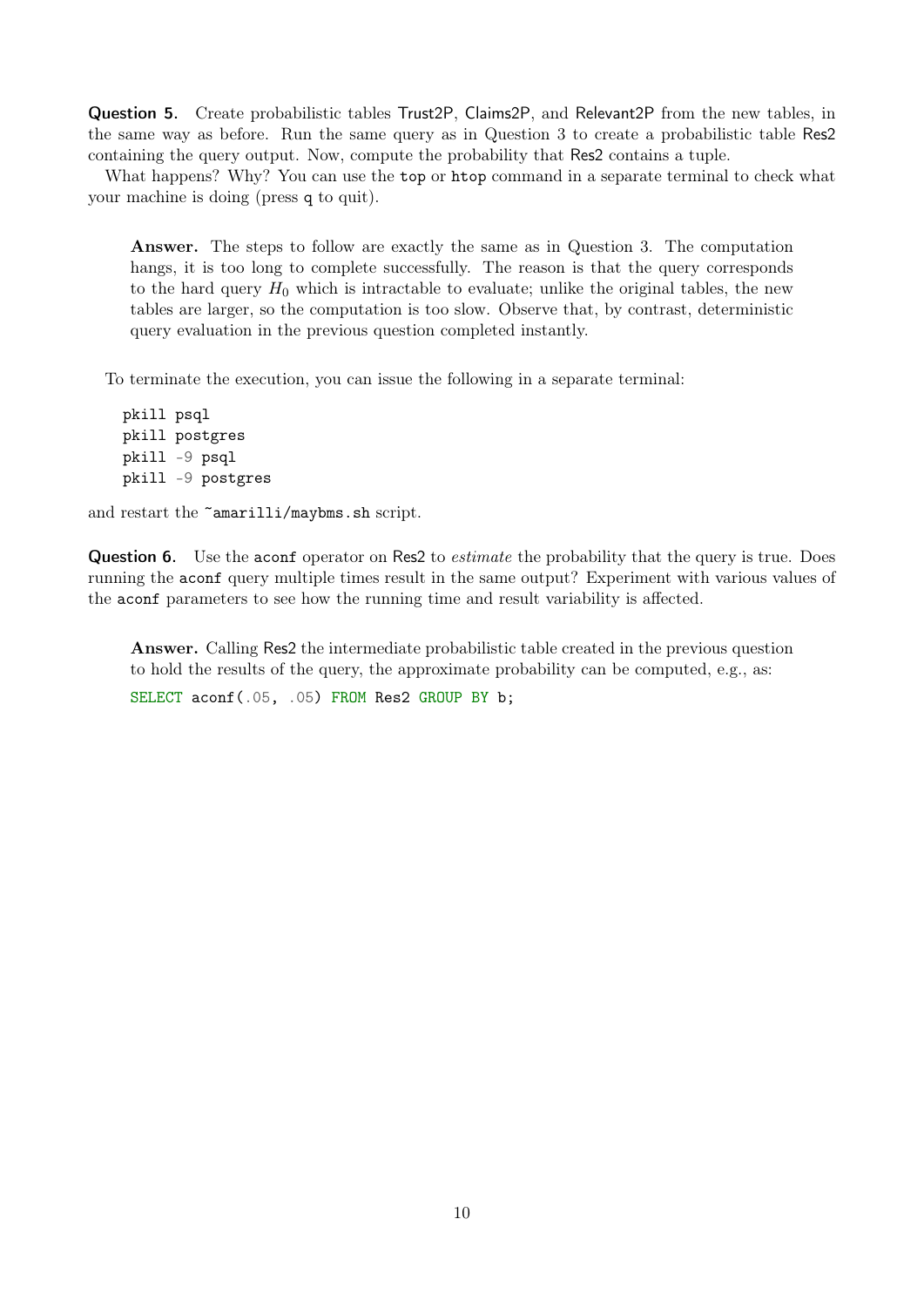**Question 5.** Create probabilistic tables Trust2P, Claims2P, and Relevant2P from the new tables, in the same way as before. Run the same query as in Question 3 to create a probabilistic table Res2 containing the query output. Now, compute the probability that Res2 contains a tuple.

What happens? Why? You can use the `top` or `htop` command in a separate terminal to check what your machine is doing (press `q` to quit).

> **Answer.** The steps to follow are exactly the same as in Question 3. The computation hangs, it is too long to complete successfully. The reason is that the query corresponds to the hard query $H_0$ which is intractable to evaluate; unlike the original tables, the new tables are larger, so the computation is too slow. Observe that, by contrast, deterministic query evaluation in the previous question completed instantly.

To terminate the execution, you can issue the following in a separate terminal:

```
pkill psql
pkill postgres
pkill -9 psql
pkill -9 postgres
```

and restart the `~amarilli/maybms.sh` script.

**Question 6.** Use the `aconf` operator on Res2 to *estimate* the probability that the query is true. Does running the `aconf` query multiple times result in the same output? Experiment with various values of the `aconf` parameters to see how the running time and result variability is affected.

> **Answer.** Calling Res2 the intermediate probabilistic table created in the previous question to hold the results of the query, the approximate probability can be computed, e.g., as:
>
> ```sql
> SELECT aconf(.05, .05) FROM Res2 GROUP BY b;
> ```